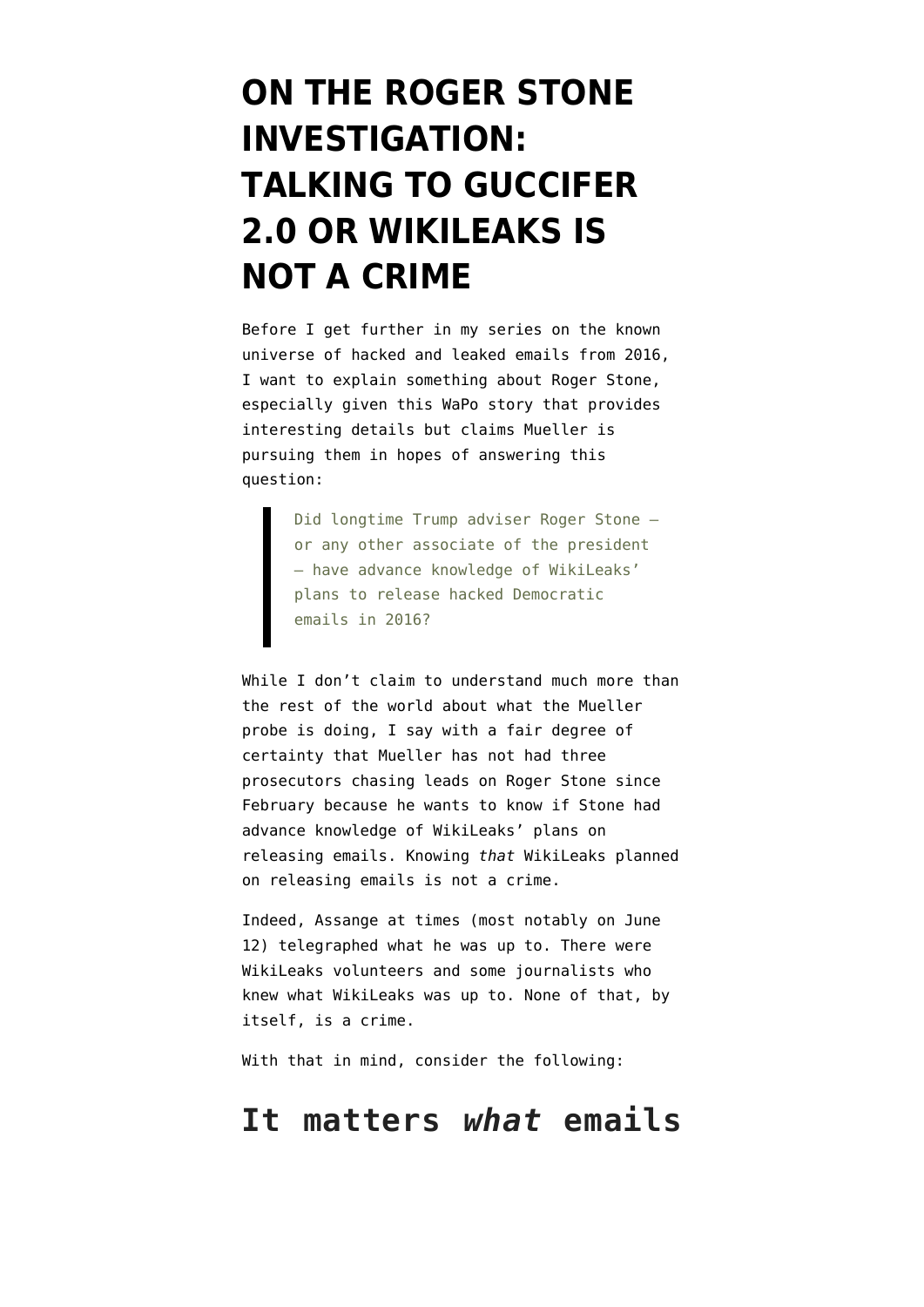# ON THE ROGER STONE INVESTIGATION: TALKING TO GUCCIFER 2.0 OR WIKILEAKS IS NOT A CRIME

Before I get further in my series on the known universe of hacked and leaked emails from 2016, I want to explain something about Roger Stone, especially given this WaPo story that provides interesting details but claims Mueller is pursuing them in hopes of answering this question:

> Did longtime Trump adviser Roger Stone — or any other associate of the president — have advance knowledge of WikiLeaks' plans to release hacked Democratic emails in 2016?

While I don't claim to understand much more than the rest of the world about what the Mueller probe is doing, I say with a fair degree of certainty that Mueller has not had three prosecutors chasing leads on Roger Stone since February because he wants to know if Stone had advance knowledge of WikiLeaks' plans on releasing emails. Knowing *that* WikiLeaks planned on releasing emails is not a crime.

Indeed, Assange at times (most notably on June 12) telegraphed what he was up to. There were WikiLeaks volunteers and some journalists who knew what WikiLeaks was up to. None of that, by itself, is a crime.

With that in mind, consider the following:

## It matters *what* emails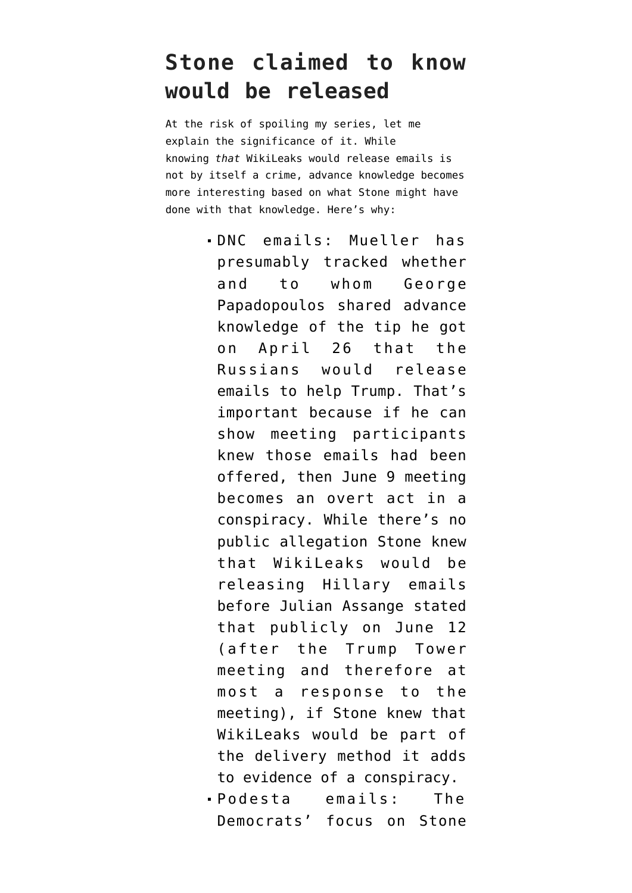## Stone claimed to know would be released

At the risk of spoiling my series, let me explain the significance of it. While knowing *that* WikiLeaks would release emails is not by itself a crime, advance knowledge becomes more interesting based on what Stone might have done with that knowledge. Here's why:

- DNC emails: Mueller has presumably tracked whether and to whom George Papadopoulos shared advance knowledge of the tip he got on April 26 that the Russians would release emails to help Trump. That's important because if he can show meeting participants knew those emails had been offered, then June 9 meeting becomes an overt act in a conspiracy. While there's no public allegation Stone knew that WikiLeaks would be releasing Hillary emails before Julian Assange stated that publicly on June 12 (after the Trump Tower meeting and therefore at most a response to the meeting), if Stone knew that WikiLeaks would be part of the delivery method it adds to evidence of a conspiracy.
- Podesta emails: The Democrats' focus on Stone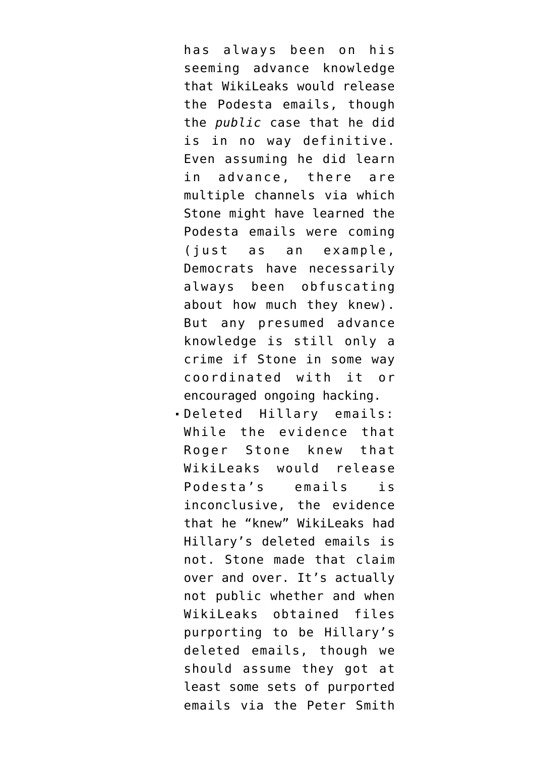has always been on his seeming advance knowledge that WikiLeaks would release the Podesta emails, though the *public* case that he did is in no way definitive. Even assuming he did learn in advance, there are multiple channels via which Stone might have learned the Podesta emails were coming (just as an example, Democrats have necessarily always been obfuscating about how much they knew). But any presumed advance knowledge is still only a crime if Stone in some way coordinated with it or encouraged ongoing hacking.

- Deleted Hillary emails: While the evidence that Roger Stone knew that WikiLeaks would release Podesta's emails is inconclusive, the evidence that he "knew" WikiLeaks had Hillary's deleted emails is not. Stone made that claim over and over. It's actually not public whether and when WikiLeaks obtained files purporting to be Hillary's deleted emails, though we should assume they got at least some sets of purported emails via the Peter Smith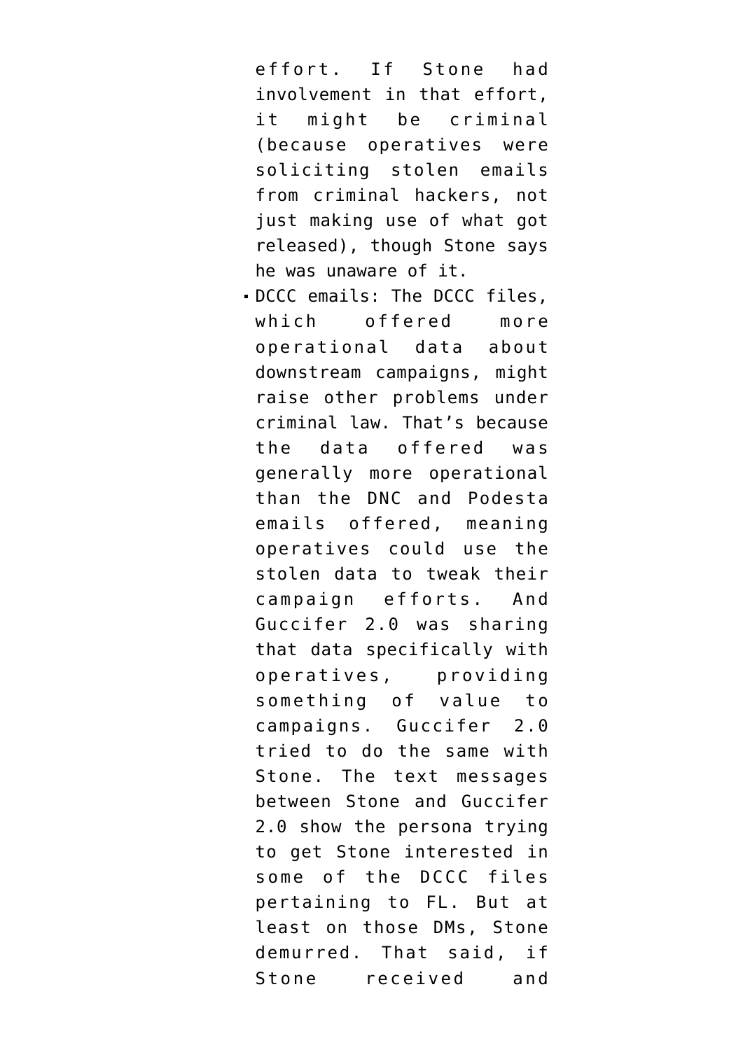effort. If Stone had involvement in that effort, it might be criminal (because operatives were soliciting stolen emails from criminal hackers, not just making use of what got released), though Stone says he was unaware of it.

- DCCC emails: The DCCC files, which offered more operational data about downstream campaigns, might raise other problems under criminal law. That's because the data offered was generally more operational than the DNC and Podesta emails offered, meaning operatives could use the stolen data to tweak their campaign efforts. And Guccifer 2.0 was sharing that data specifically with operatives, providing something of value to campaigns. Guccifer 2.0 tried to do the same with Stone. The text messages between Stone and Guccifer 2.0 show the persona trying to get Stone interested in some of the DCCC files pertaining to FL. But at least on those DMs, Stone demurred. That said, if Stone received and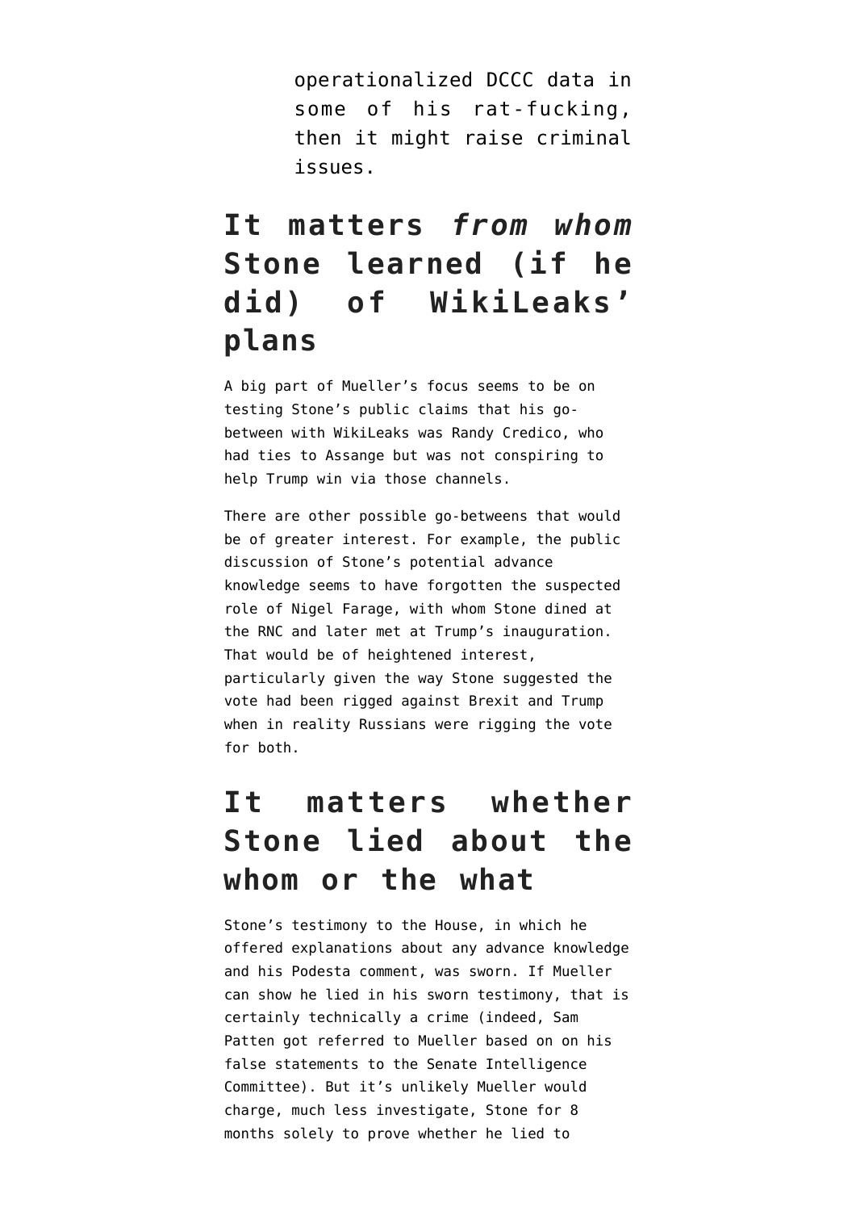> operationalized DCCC data in some of his rat-fucking, then it might raise criminal issues.

## It matters *from whom* Stone learned (if he did) of WikiLeaks' plans

A big part of Mueller's focus seems to be on testing Stone's public claims that his go-between with WikiLeaks was Randy Credico, who had ties to Assange but was not conspiring to help Trump win via those channels.

There are other possible go-betweens that would be of greater interest. For example, the public discussion of Stone's potential advance knowledge seems to have forgotten the suspected role of Nigel Farage, with whom Stone dined at the RNC and later met at Trump's inauguration. That would be of heightened interest, particularly given the way Stone suggested the vote had been rigged against Brexit and Trump when in reality Russians were rigging the vote for both.

## It matters whether Stone lied about the whom or the what

Stone's testimony to the House, in which he offered explanations about any advance knowledge and his Podesta comment, was sworn. If Mueller can show he lied in his sworn testimony, that is certainly technically a crime (indeed, Sam Patten got referred to Mueller based on on his false statements to the Senate Intelligence Committee). But it's unlikely Mueller would charge, much less investigate, Stone for 8 months solely to prove whether he lied to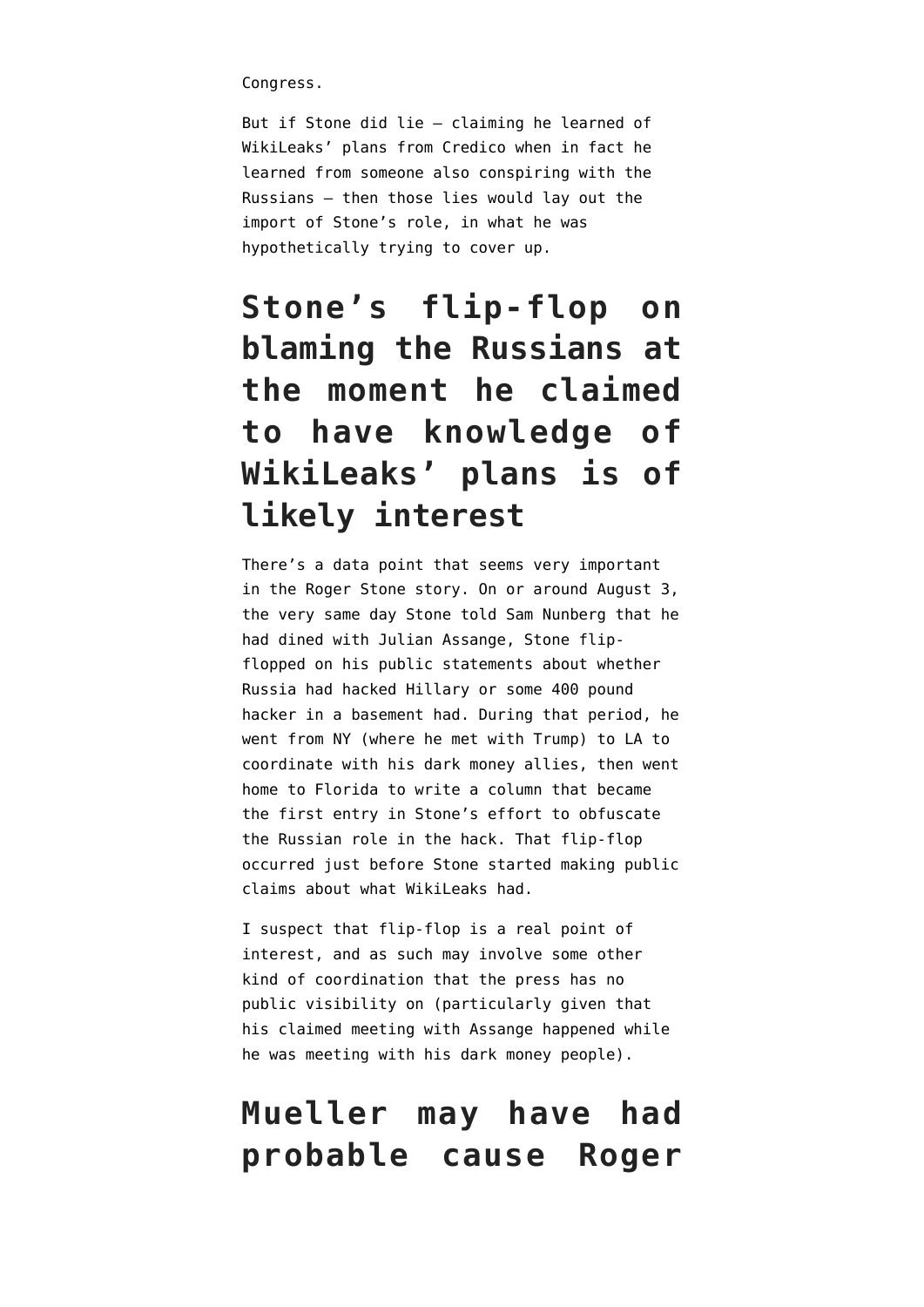Congress.

But if Stone did lie — claiming he learned of WikiLeaks' plans from Credico when in fact he learned from someone also conspiring with the Russians — then those lies would lay out the import of Stone's role, in what he was hypothetically trying to cover up.

## Stone's flip-flop on blaming the Russians at the moment he claimed to have knowledge of WikiLeaks' plans is of likely interest

There's a data point that seems very important in the Roger Stone story. On or around August 3, the very same day Stone told Sam Nunberg that he had dined with Julian Assange, Stone flip-flopped on his public statements about whether Russia had hacked Hillary or some 400 pound hacker in a basement had. During that period, he went from NY (where he met with Trump) to LA to coordinate with his dark money allies, then went home to Florida to write a column that became the first entry in Stone's effort to obfuscate the Russian role in the hack. That flip-flop occurred just before Stone started making public claims about what WikiLeaks had.

I suspect that flip-flop is a real point of interest, and as such may involve some other kind of coordination that the press has no public visibility on (particularly given that his claimed meeting with Assange happened while he was meeting with his dark money people).

## Mueller may have had probable cause Roger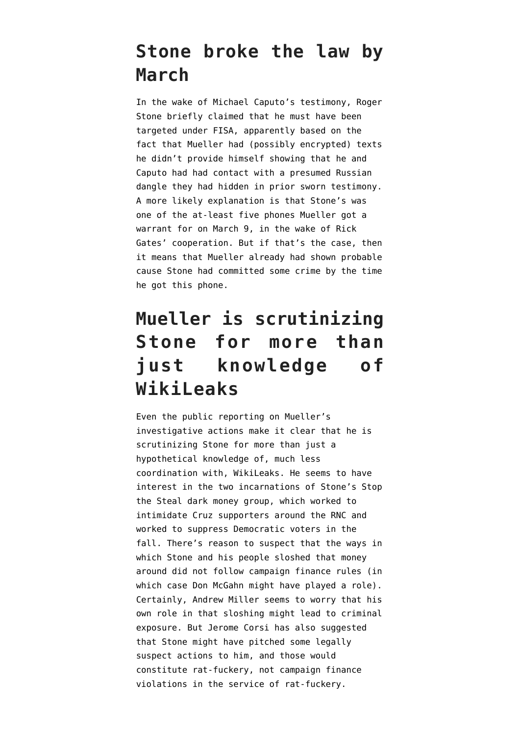## Stone broke the law by March

In the wake of Michael Caputo's testimony, Roger Stone briefly claimed that he must have been targeted under FISA, apparently based on the fact that Mueller had (possibly encrypted) texts he didn't provide himself showing that he and Caputo had had contact with a presumed Russian dangle they had hidden in prior sworn testimony. A more likely explanation is that Stone's was one of the at-least five phones Mueller got a warrant for on March 9, in the wake of Rick Gates' cooperation. But if that's the case, then it means that Mueller already had shown probable cause Stone had committed some crime by the time he got this phone.

## Mueller is scrutinizing Stone for more than just knowledge of WikiLeaks

Even the public reporting on Mueller's investigative actions make it clear that he is scrutinizing Stone for more than just a hypothetical knowledge of, much less coordination with, WikiLeaks. He seems to have interest in the two incarnations of Stone's Stop the Steal dark money group, which worked to intimidate Cruz supporters around the RNC and worked to suppress Democratic voters in the fall. There's reason to suspect that the ways in which Stone and his people sloshed that money around did not follow campaign finance rules (in which case Don McGahn might have played a role). Certainly, Andrew Miller seems to worry that his own role in that sloshing might lead to criminal exposure. But Jerome Corsi has also suggested that Stone might have pitched some legally suspect actions to him, and those would constitute rat-fuckery, not campaign finance violations in the service of rat-fuckery.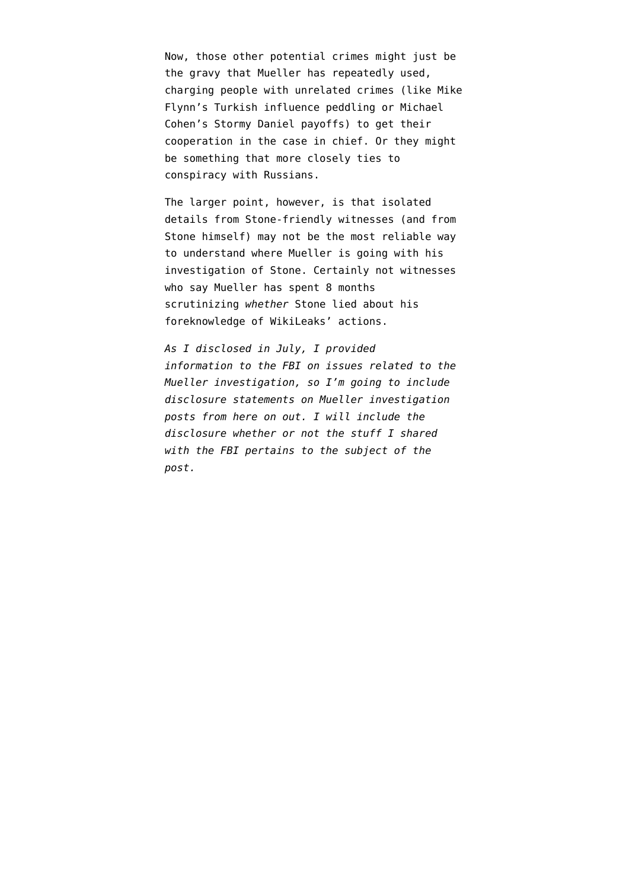Now, those other potential crimes might just be the gravy that Mueller has repeatedly used, charging people with unrelated crimes (like Mike Flynn's Turkish influence peddling or Michael Cohen's Stormy Daniel payoffs) to get their cooperation in the case in chief. Or they might be something that more closely ties to conspiracy with Russians.

The larger point, however, is that isolated details from Stone-friendly witnesses (and from Stone himself) may not be the most reliable way to understand where Mueller is going with his investigation of Stone. Certainly not witnesses who say Mueller has spent 8 months scrutinizing *whether* Stone lied about his foreknowledge of WikiLeaks' actions.

*As I disclosed in July, I provided information to the FBI on issues related to the Mueller investigation, so I'm going to include disclosure statements on Mueller investigation posts from here on out. I will include the disclosure whether or not the stuff I shared with the FBI pertains to the subject of the post.*